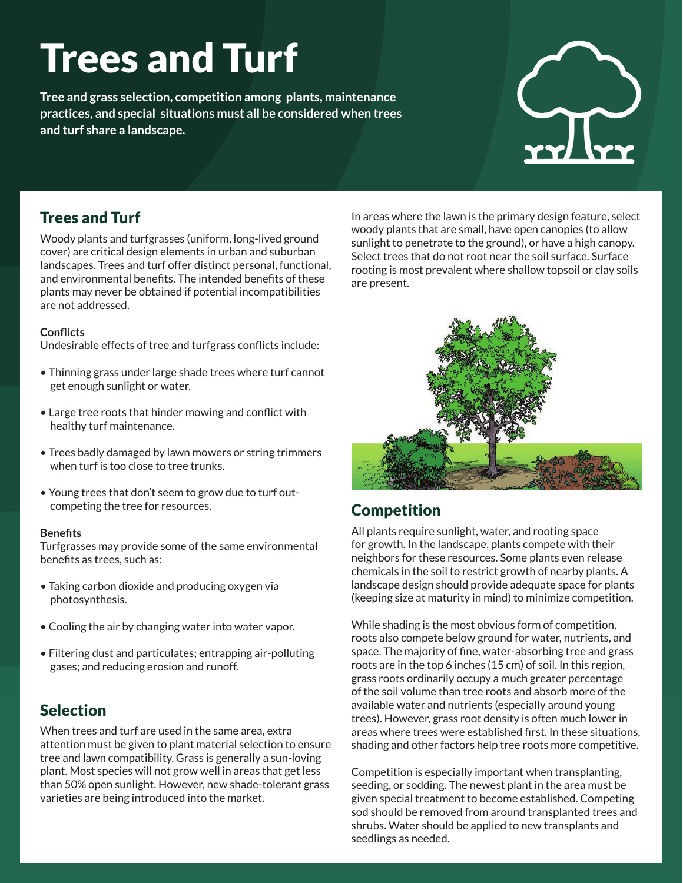# Trees and Turf

**Tree and grass selection, competition among plants, maintenance practices, and special situations must all be considered when trees and turf share a landscape.**

## Trees and Turf

Woody plants and turfgrasses (uniform, long-lived ground cover) are critical design elements in urban and suburban landscapes. Trees and turf offer distinct personal, functional, and environmental benefits. The intended benefits of these plants may never be obtained if potential incompatibilities are not addressed.

**Conflicts**

Undesirable effects of tree and turfgrass conflicts include:

- Thinning grass under large shade trees where turf cannot get enough sunlight or water.
- Large tree roots that hinder mowing and conflict with healthy turf maintenance.
- Trees badly damaged by lawn mowers or string trimmers when turf is too close to tree trunks.
- Young trees that don't seem to grow due to turf out-competing the tree for resources.

**Benefits**

Turfgrasses may provide some of the same environmental benefits as trees, such as:

- Taking carbon dioxide and producing oxygen via photosynthesis.
- Cooling the air by changing water into water vapor.
- Filtering dust and particulates; entrapping air-polluting gases; and reducing erosion and runoff.

## Selection

When trees and turf are used in the same area, extra attention must be given to plant material selection to ensure tree and lawn compatibility. Grass is generally a sun-loving plant. Most species will not grow well in areas that get less than 50% open sunlight. However, new shade-tolerant grass varieties are being introduced into the market.

In areas where the lawn is the primary design feature, select woody plants that are small, have open canopies (to allow sunlight to penetrate to the ground), or have a high canopy. Select trees that do not root near the soil surface. Surface rooting is most prevalent where shallow topsoil or clay soils are present.

## Competition

All plants require sunlight, water, and rooting space for growth. In the landscape, plants compete with their neighbors for these resources. Some plants even release chemicals in the soil to restrict growth of nearby plants. A landscape design should provide adequate space for plants (keeping size at maturity in mind) to minimize competition.

While shading is the most obvious form of competition, roots also compete below ground for water, nutrients, and space. The majority of fine, water-absorbing tree and grass roots are in the top 6 inches (15 cm) of soil. In this region, grass roots ordinarily occupy a much greater percentage of the soil volume than tree roots and absorb more of the available water and nutrients (especially around young trees). However, grass root density is often much lower in areas where trees were established first. In these situations, shading and other factors help tree roots more competitive.

Competition is especially important when transplanting, seeding, or sodding. The newest plant in the area must be given special treatment to become established. Competing sod should be removed from around transplanted trees and shrubs. Water should be applied to new transplants and seedlings as needed.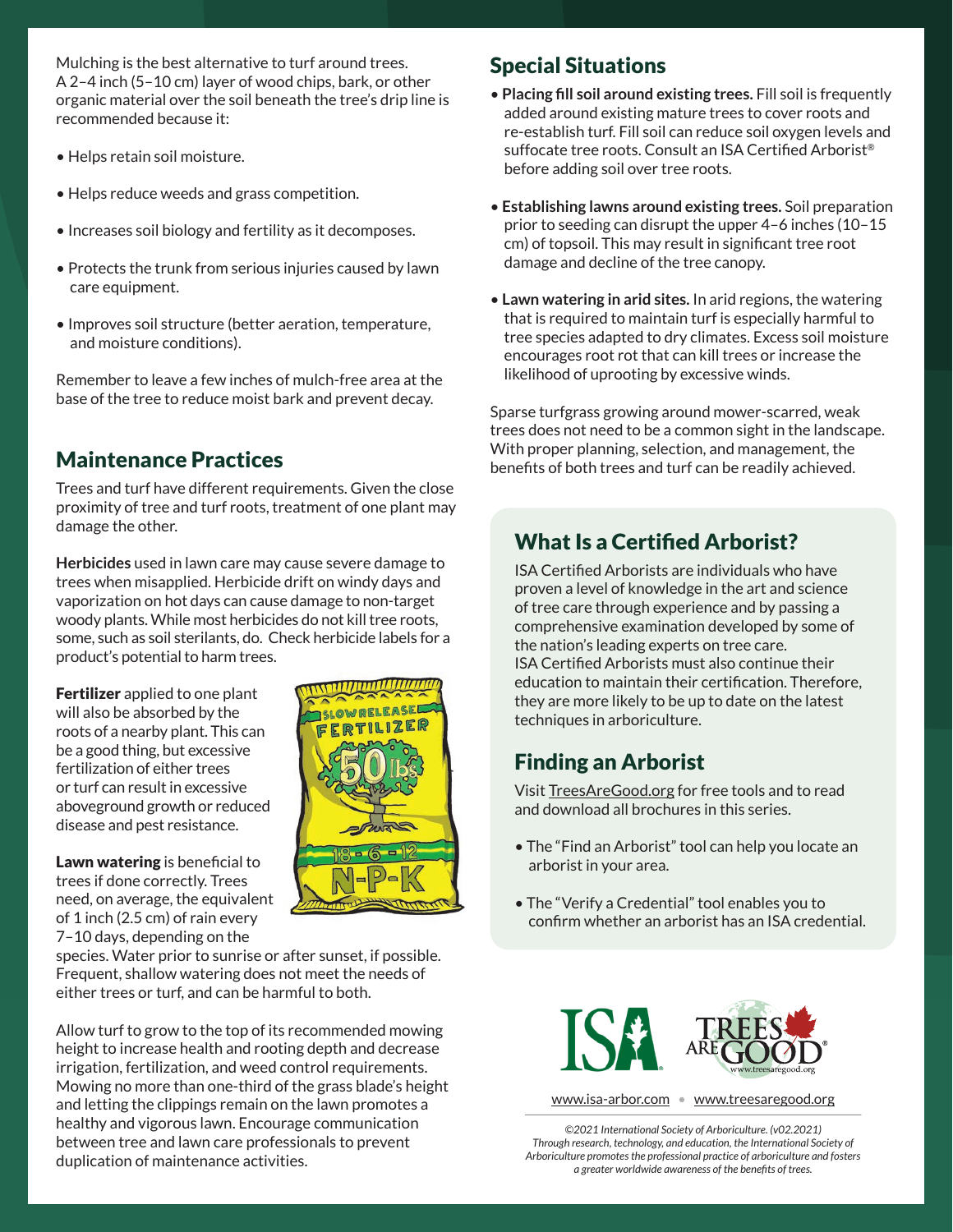Mulching is the best alternative to turf around trees. A 2–4 inch (5–10 cm) layer of wood chips, bark, or other organic material over the soil beneath the tree's drip line is recommended because it:

- Helps retain soil moisture.
- Helps reduce weeds and grass competition.
- Increases soil biology and fertility as it decomposes.
- Protects the trunk from serious injuries caused by lawn care equipment.
- Improves soil structure (better aeration, temperature, and moisture conditions).

Remember to leave a few inches of mulch-free area at the base of the tree to reduce moist bark and prevent decay.

## Maintenance Practices

Trees and turf have different requirements. Given the close proximity of tree and turf roots, treatment of one plant may damage the other.

**Herbicides** used in lawn care may cause severe damage to trees when misapplied. Herbicide drift on windy days and vaporization on hot days can cause damage to non-target woody plants. While most herbicides do not kill tree roots, some, such as soil sterilants, do. Check herbicide labels for a product's potential to harm trees.

**Fertilizer** applied to one plant will also be absorbed by the roots of a nearby plant. This can be a good thing, but excessive fertilization of either trees or turf can result in excessive aboveground growth or reduced disease and pest resistance.

**Lawn watering** is beneficial to trees if done correctly. Trees need, on average, the equivalent of 1 inch (2.5 cm) of rain every 7–10 days, depending on the species. Water prior to sunrise or after sunset, if possible. Frequent, shallow watering does not meet the needs of either trees or turf, and can be harmful to both.

Allow turf to grow to the top of its recommended mowing height to increase health and rooting depth and decrease irrigation, fertilization, and weed control requirements. Mowing no more than one-third of the grass blade's height and letting the clippings remain on the lawn promotes a healthy and vigorous lawn. Encourage communication between tree and lawn care professionals to prevent duplication of maintenance activities.

## Special Situations

- **Placing fill soil around existing trees.** Fill soil is frequently added around existing mature trees to cover roots and re-establish turf. Fill soil can reduce soil oxygen levels and suffocate tree roots. Consult an ISA Certified Arborist® before adding soil over tree roots.
- **Establishing lawns around existing trees.** Soil preparation prior to seeding can disrupt the upper 4–6 inches (10–15 cm) of topsoil. This may result in significant tree root damage and decline of the tree canopy.
- **Lawn watering in arid sites.** In arid regions, the watering that is required to maintain turf is especially harmful to tree species adapted to dry climates. Excess soil moisture encourages root rot that can kill trees or increase the likelihood of uprooting by excessive winds.

Sparse turfgrass growing around mower-scarred, weak trees does not need to be a common sight in the landscape. With proper planning, selection, and management, the benefits of both trees and turf can be readily achieved.

## What Is a Certified Arborist?

ISA Certified Arborists are individuals who have proven a level of knowledge in the art and science of tree care through experience and by passing a comprehensive examination developed by some of the nation's leading experts on tree care. ISA Certified Arborists must also continue their education to maintain their certification. Therefore, they are more likely to be up to date on the latest techniques in arboriculture.

## Finding an Arborist

Visit TreesAreGood.org for free tools and to read and download all brochures in this series.

- The "Find an Arborist" tool can help you locate an arborist in your area.
- The "Verify a Credential" tool enables you to confirm whether an arborist has an ISA credential.

www.isa-arbor.com • www.treesaregood.org

*©2021 International Society of Arboriculture. (v02.2021)*
*Through research, technology, and education, the International Society of Arboriculture promotes the professional practice of arboriculture and fosters a greater worldwide awareness of the benefits of trees.*